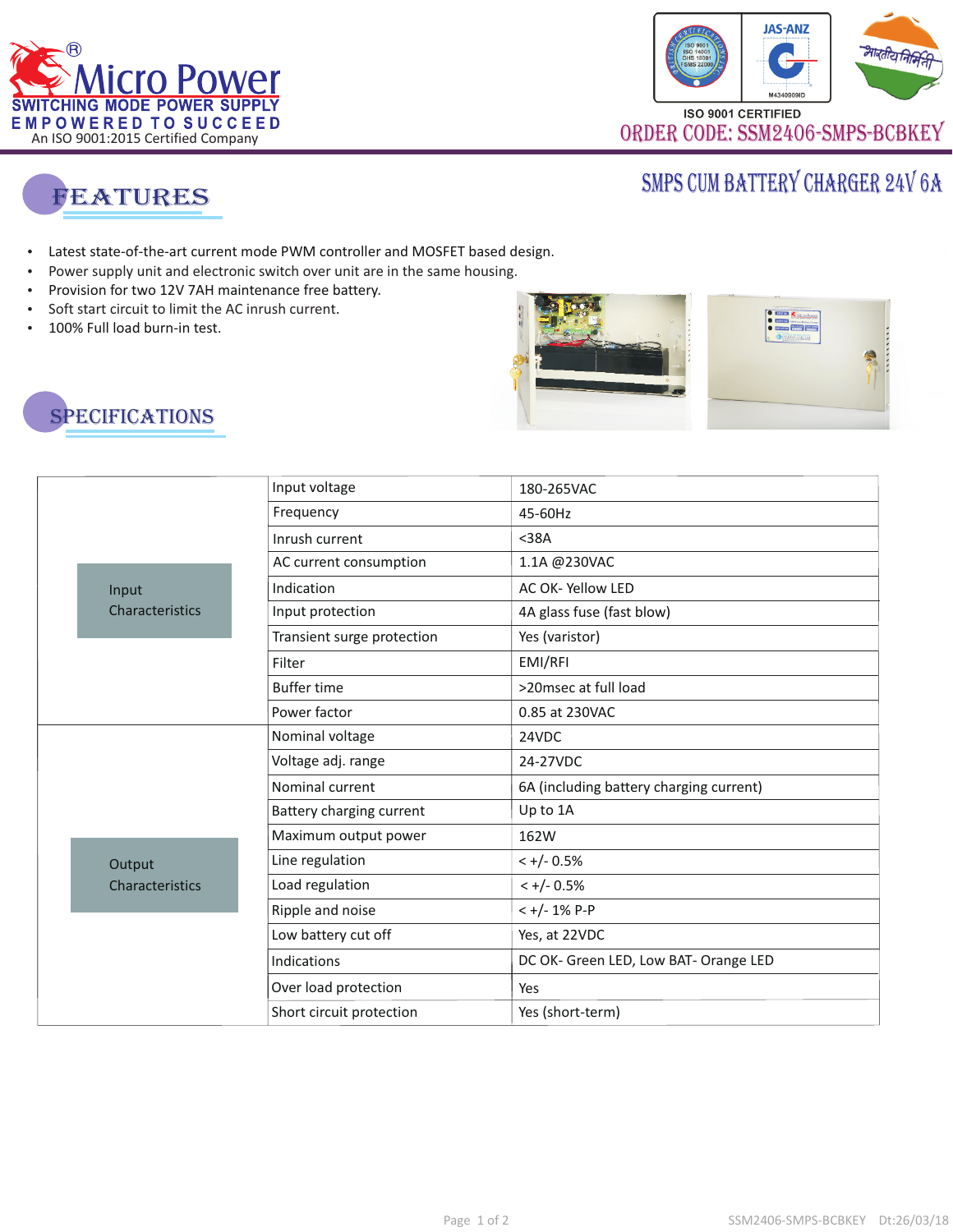# Micro Power

**SWITCHING MODE POWER SUPPLY**

**EMPOWERED TO SUCCEED**

An ISO 9001:2015 Certified Company

ISO 9001 CERTIFIED

ORDER CODE: SSM2406-SMPS-BCBKEY

## SMPS CUM BATTERY CHARGER 24V 6A

## FEATURES

- Latest state-of-the-art current mode PWM controller and MOSFET based design.
- Power supply unit and electronic switch over unit are in the same housing.
- Provision for two 12V 7AH maintenance free battery.
- Soft start circuit to limit the AC inrush current.
- 100% Full load burn-in test.

## SPECIFICATIONS

| | | |
|---|---|---|
| Input Characteristics | Input voltage | 180-265VAC |
| | Frequency | 45-60Hz |
| | Inrush current | <38A |
| | AC current consumption | 1.1A @230VAC |
| | Indication | AC OK- Yellow LED |
| | Input protection | 4A glass fuse (fast blow) |
| | Transient surge protection | Yes (varistor) |
| | Filter | EMI/RFI |
| | Buffer time | >20msec at full load |
| | Power factor | 0.85 at 230VAC |
| Output Characteristics | Nominal voltage | 24VDC |
| | Voltage adj. range | 24-27VDC |
| | Nominal current | 6A (including battery charging current) |
| | Battery charging current | Up to 1A |
| | Maximum output power | 162W |
| | Line regulation | < +/- 0.5% |
| | Load regulation | < +/- 0.5% |
| | Ripple and noise | < +/- 1% P-P |
| | Low battery cut off | Yes, at 22VDC |
| | Indications | DC OK- Green LED, Low BAT- Orange LED |
| | Over load protection | Yes |
| | Short circuit protection | Yes (short-term) |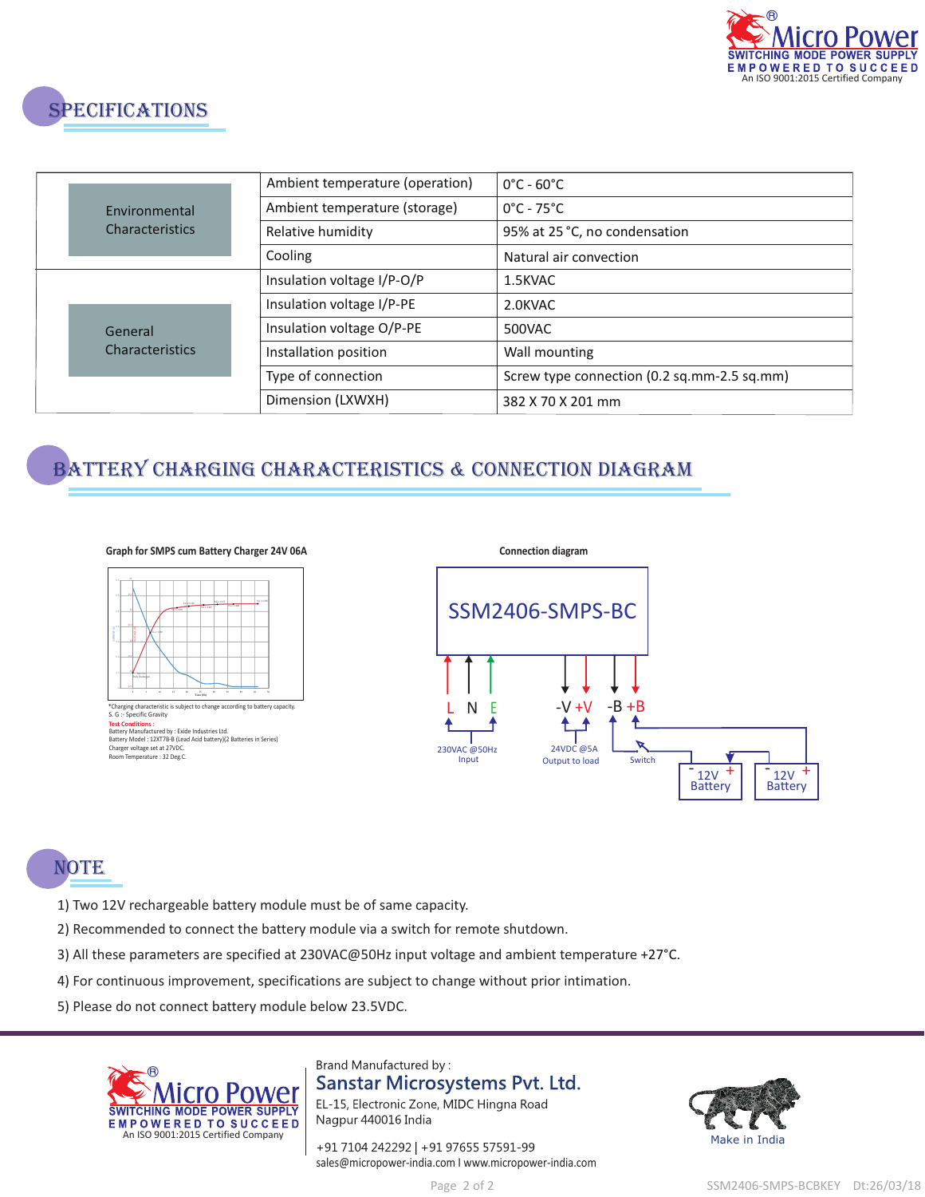# SPECIFICATIONS

| | | |
|---|---|---|
| Environmental Characteristics | Ambient temperature (operation) | 0°C - 60°C |
| | Ambient temperature (storage) | 0°C - 75°C |
| | Relative humidity | 95% at 25 °C, no condensation |
| | Cooling | Natural air convection |
| General Characteristics | Insulation voltage I/P-O/P | 1.5KVAC |
| | Insulation voltage I/P-PE | 2.0KVAC |
| | Insulation voltage O/P-PE | 500VAC |
| | Installation position | Wall mounting |
| | Type of connection | Screw type connection (0.2 sq.mm-2.5 sq.mm) |
| | Dimension (LXWXH) | 382 X 70 X 201 mm |

# BATTERY CHARGING CHARACTERISTICS & CONNECTION DIAGRAM

**Graph for SMPS cum Battery Charger 24V 06A**

*Charging characteristic is subject to change according to battery capacity.
S. G :- Specific Gravity

Test Conditions :
Battery Manufactured by : Exide Industries Ltd.
Battery Model : 12XT78-B (Lead Acid battery)(2 Batteries in Series)
Charger voltage set at 27VDC.
Room Temperature : 32 Deg.C.

**Connection diagram**

SSM2406-SMPS-BC

L N E
230VAC @50Hz
Input

-V +V
24VDC @5A
Output to load

-B +B
Switch

12V Battery
12V Battery

# NOTE

1) Two 12V rechargeable battery module must be of same capacity.
2) Recommended to connect the battery module via a switch for remote shutdown.
3) All these parameters are specified at 230VAC@50Hz input voltage and ambient temperature +27°C.
4) For continuous improvement, specifications are subject to change without prior intimation.
5) Please do not connect battery module below 23.5VDC.

Micro Power
SWITCHING MODE POWER SUPPLY
EMPOWERED TO SUCCEED
An ISO 9001:2015 Certified Company

Brand Manufactured by :
**Sanstar Microsystems Pvt. Ltd.**
EL-15, Electronic Zone, MIDC Hingna Road
Nagpur 440016 India

+91 7104 242292 | +91 97655 57591-99
sales@micropower-india.com I www.micropower-india.com

Make in India

SSM2406-SMPS-BCBKEY Dt:26/03/18